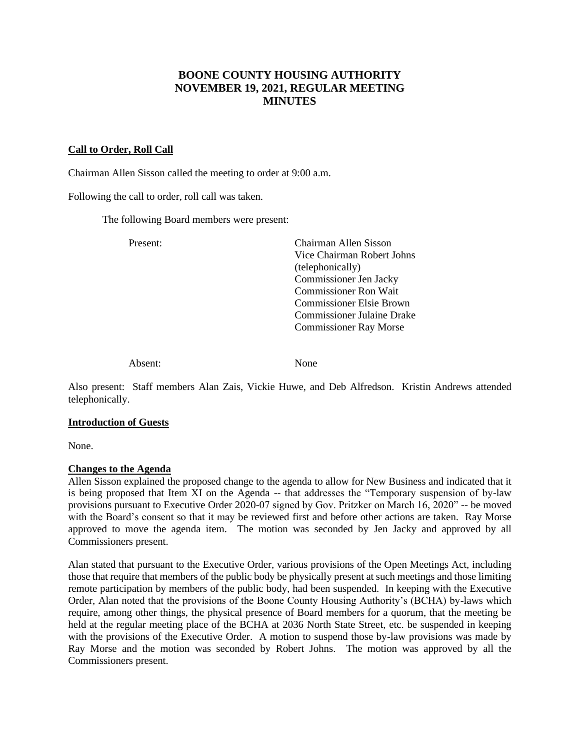# BOONE COUNTY HOUSING AUTHORITY
# NOVEMBER 19, 2021, REGULAR MEETING
# MINUTES

**Call to Order, Roll Call**

Chairman Allen Sisson called the meeting to order at 9:00 a.m.

Following the call to order, roll call was taken.

The following Board members were present:

Present:

Chairman Allen Sisson
Vice Chairman Robert Johns (telephonically)
Commissioner Jen Jacky
Commissioner Ron Wait
Commissioner Elsie Brown
Commissioner Julaine Drake
Commissioner Ray Morse

Absent: None

Also present: Staff members Alan Zais, Vickie Huwe, and Deb Alfredson. Kristin Andrews attended telephonically.

**Introduction of Guests**

None.

**Changes to the Agenda**

Allen Sisson explained the proposed change to the agenda to allow for New Business and indicated that it is being proposed that Item XI on the Agenda -- that addresses the "Temporary suspension of by-law provisions pursuant to Executive Order 2020-07 signed by Gov. Pritzker on March 16, 2020" -- be moved with the Board's consent so that it may be reviewed first and before other actions are taken. Ray Morse approved to move the agenda item. The motion was seconded by Jen Jacky and approved by all Commissioners present.

Alan stated that pursuant to the Executive Order, various provisions of the Open Meetings Act, including those that require that members of the public body be physically present at such meetings and those limiting remote participation by members of the public body, had been suspended. In keeping with the Executive Order, Alan noted that the provisions of the Boone County Housing Authority's (BCHA) by-laws which require, among other things, the physical presence of Board members for a quorum, that the meeting be held at the regular meeting place of the BCHA at 2036 North State Street, etc. be suspended in keeping with the provisions of the Executive Order. A motion to suspend those by-law provisions was made by Ray Morse and the motion was seconded by Robert Johns. The motion was approved by all the Commissioners present.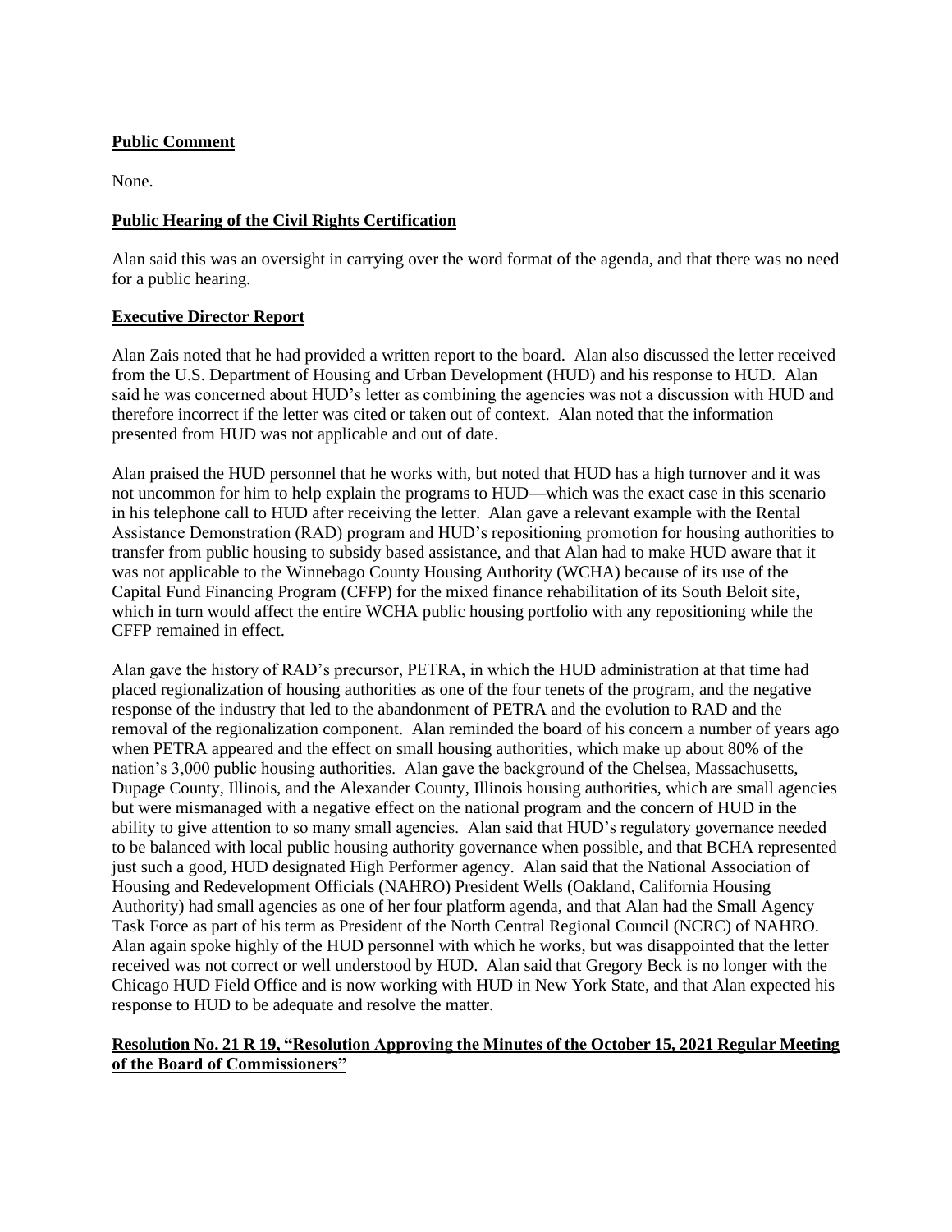**Public Comment**

None.

**Public Hearing of the Civil Rights Certification**

Alan said this was an oversight in carrying over the word format of the agenda, and that there was no need for a public hearing.

**Executive Director Report**

Alan Zais noted that he had provided a written report to the board. Alan also discussed the letter received from the U.S. Department of Housing and Urban Development (HUD) and his response to HUD. Alan said he was concerned about HUD's letter as combining the agencies was not a discussion with HUD and therefore incorrect if the letter was cited or taken out of context. Alan noted that the information presented from HUD was not applicable and out of date.

Alan praised the HUD personnel that he works with, but noted that HUD has a high turnover and it was not uncommon for him to help explain the programs to HUD—which was the exact case in this scenario in his telephone call to HUD after receiving the letter. Alan gave a relevant example with the Rental Assistance Demonstration (RAD) program and HUD's repositioning promotion for housing authorities to transfer from public housing to subsidy based assistance, and that Alan had to make HUD aware that it was not applicable to the Winnebago County Housing Authority (WCHA) because of its use of the Capital Fund Financing Program (CFFP) for the mixed finance rehabilitation of its South Beloit site, which in turn would affect the entire WCHA public housing portfolio with any repositioning while the CFFP remained in effect.

Alan gave the history of RAD's precursor, PETRA, in which the HUD administration at that time had placed regionalization of housing authorities as one of the four tenets of the program, and the negative response of the industry that led to the abandonment of PETRA and the evolution to RAD and the removal of the regionalization component. Alan reminded the board of his concern a number of years ago when PETRA appeared and the effect on small housing authorities, which make up about 80% of the nation's 3,000 public housing authorities. Alan gave the background of the Chelsea, Massachusetts, Dupage County, Illinois, and the Alexander County, Illinois housing authorities, which are small agencies but were mismanaged with a negative effect on the national program and the concern of HUD in the ability to give attention to so many small agencies. Alan said that HUD's regulatory governance needed to be balanced with local public housing authority governance when possible, and that BCHA represented just such a good, HUD designated High Performer agency. Alan said that the National Association of Housing and Redevelopment Officials (NAHRO) President Wells (Oakland, California Housing Authority) had small agencies as one of her four platform agenda, and that Alan had the Small Agency Task Force as part of his term as President of the North Central Regional Council (NCRC) of NAHRO. Alan again spoke highly of the HUD personnel with which he works, but was disappointed that the letter received was not correct or well understood by HUD. Alan said that Gregory Beck is no longer with the Chicago HUD Field Office and is now working with HUD in New York State, and that Alan expected his response to HUD to be adequate and resolve the matter.

**Resolution No. 21 R 19, "Resolution Approving the Minutes of the October 15, 2021 Regular Meeting of the Board of Commissioners"**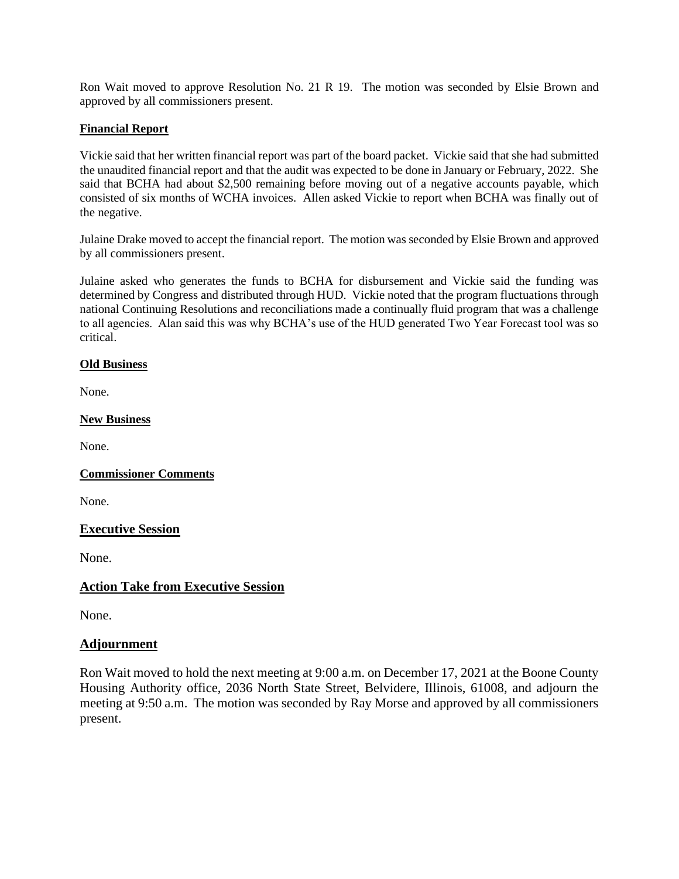Ron Wait moved to approve Resolution No. 21 R 19. The motion was seconded by Elsie Brown and approved by all commissioners present.

## Financial Report

Vickie said that her written financial report was part of the board packet. Vickie said that she had submitted the unaudited financial report and that the audit was expected to be done in January or February, 2022. She said that BCHA had about $2,500 remaining before moving out of a negative accounts payable, which consisted of six months of WCHA invoices. Allen asked Vickie to report when BCHA was finally out of the negative.

Julaine Drake moved to accept the financial report. The motion was seconded by Elsie Brown and approved by all commissioners present.

Julaine asked who generates the funds to BCHA for disbursement and Vickie said the funding was determined by Congress and distributed through HUD. Vickie noted that the program fluctuations through national Continuing Resolutions and reconciliations made a continually fluid program that was a challenge to all agencies. Alan said this was why BCHA's use of the HUD generated Two Year Forecast tool was so critical.

## Old Business

None.

## New Business

None.

## Commissioner Comments

None.

## Executive Session

None.

## Action Take from Executive Session

None.

## Adjournment

Ron Wait moved to hold the next meeting at 9:00 a.m. on December 17, 2021 at the Boone County Housing Authority office, 2036 North State Street, Belvidere, Illinois, 61008, and adjourn the meeting at 9:50 a.m. The motion was seconded by Ray Morse and approved by all commissioners present.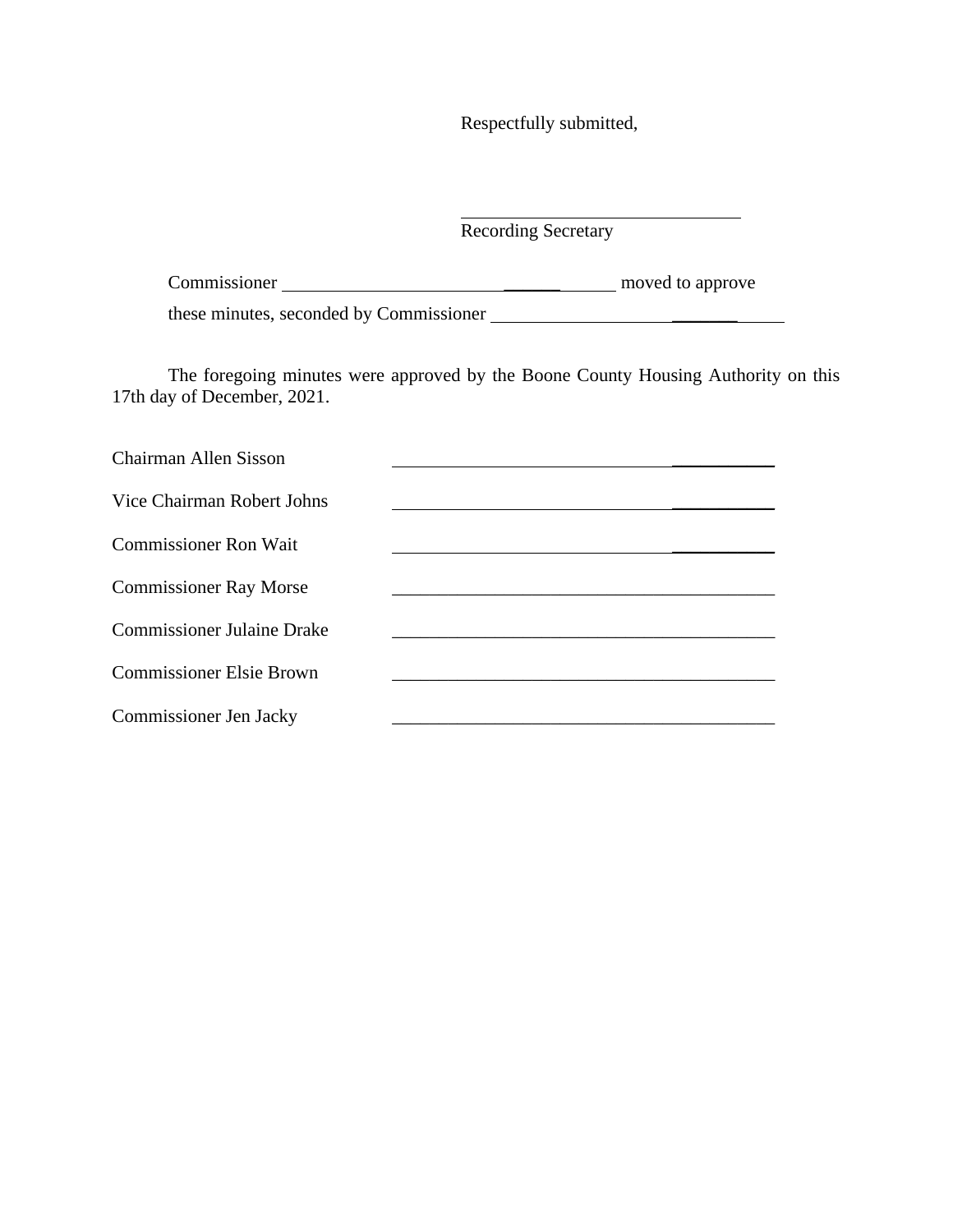Respectfully submitted,

______________________________
Recording Secretary

Commissioner ________________________________ moved to approve these minutes, seconded by Commissioner ______________________________

The foregoing minutes were approved by the Boone County Housing Authority on this 17th day of December, 2021.

| | |
|---|---|
| Chairman Allen Sisson | ______________________________ |
| Vice Chairman Robert Johns | ______________________________ |
| Commissioner Ron Wait | ______________________________ |
| Commissioner Ray Morse | ______________________________ |
| Commissioner Julaine Drake | ______________________________ |
| Commissioner Elsie Brown | ______________________________ |
| Commissioner Jen Jacky | ______________________________ |